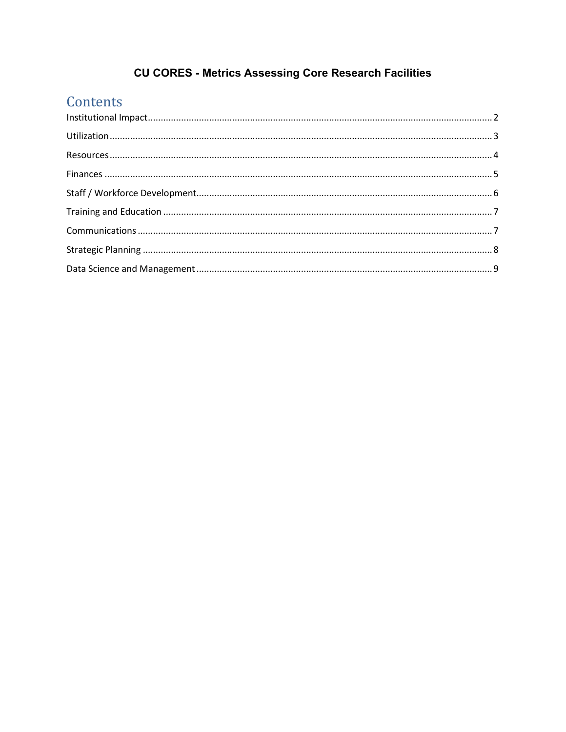# CU CORES - Metrics Assessing Core Research Facilities

## Contents

Institutional Impact .......... 2

Utilization .......... 3

Resources .......... 4

Finances .......... 5

Staff / Workforce Development .......... 6

Training and Education .......... 7

Communications .......... 7

Strategic Planning .......... 8

Data Science and Management .......... 9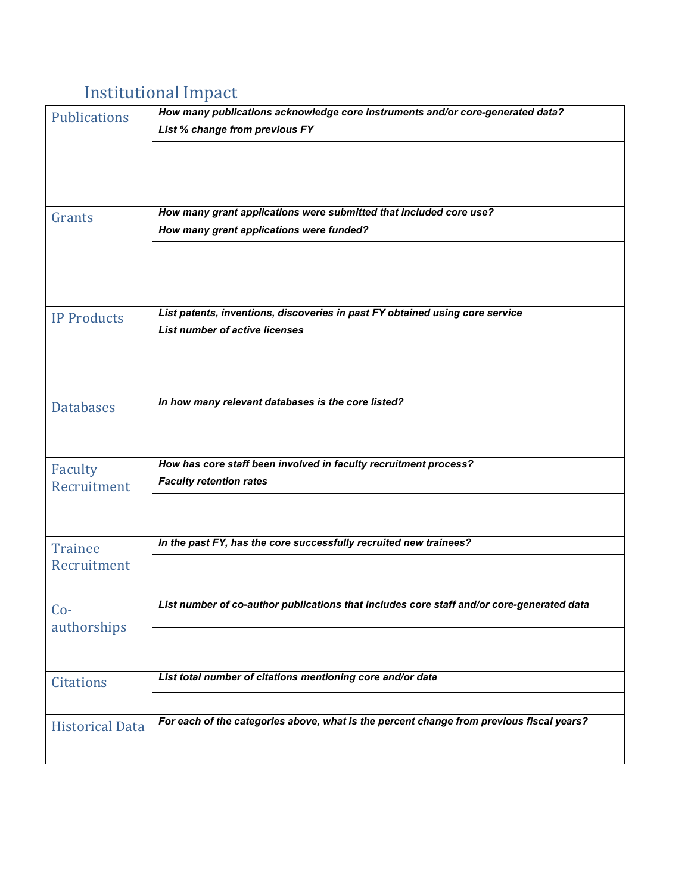## Institutional Impact

| | |
|---|---|
| Publications | ***How many publications acknowledge core instruments and/or core-generated data?***<br>***List % change from previous FY*** |
| | |
| Grants | ***How many grant applications were submitted that included core use?***<br>***How many grant applications were funded?*** |
| | |
| IP Products | ***List patents, inventions, discoveries in past FY obtained using core service***<br>***List number of active licenses*** |
| | |
| Databases | ***In how many relevant databases is the core listed?*** |
| | |
| Faculty Recruitment | ***How has core staff been involved in faculty recruitment process?***<br>***Faculty retention rates*** |
| | |
| Trainee Recruitment | ***In the past FY, has the core successfully recruited new trainees?*** |
| | |
| Co-authorships | ***List number of co-author publications that includes core staff and/or core-generated data*** |
| | |
| Citations | ***List total number of citations mentioning core and/or data*** |
| | |
| Historical Data | ***For each of the categories above, what is the percent change from previous fiscal years?*** |
| | |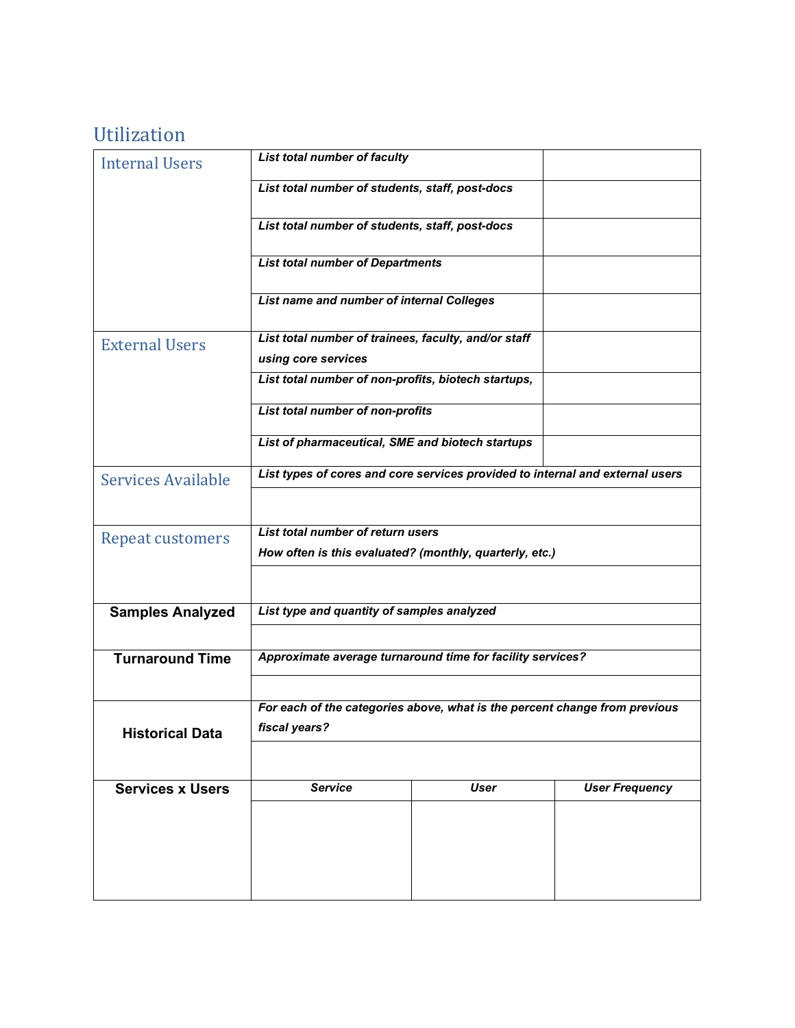## Utilization

| | | |
|---|---|---|
| Internal Users | ***List total number of faculty*** | |
| | ***List total number of students, staff, post-docs*** | |
| | ***List total number of students, staff, post-docs*** | |
| | ***List total number of Departments*** | |
| | ***List name and number of internal Colleges*** | |
| External Users | ***List total number of trainees, faculty, and/or staff using core services*** | |
| | ***List total number of non-profits, biotech startups,*** | |
| | ***List total number of non-profits*** | |
| | ***List of pharmaceutical, SME and biotech startups*** | |
| Services Available | ***List types of cores and core services provided to internal and external users*** | |
| | | |
| Repeat customers | ***List total number of return users***<br>***How often is this evaluated? (monthly, quarterly, etc.)*** | |
| | | |
| **Samples Analyzed** | ***List type and quantity of samples analyzed*** | |
| | | |
| **Turnaround Time** | ***Approximate average turnaround time for facility services?*** | |
| | | |
| **Historical Data** | ***For each of the categories above, what is the percent change from previous fiscal years?*** | |
| | | |

| **Services x Users** | ***Service*** | ***User*** | ***User Frequency*** |
|---|---|---|---|
| | | | |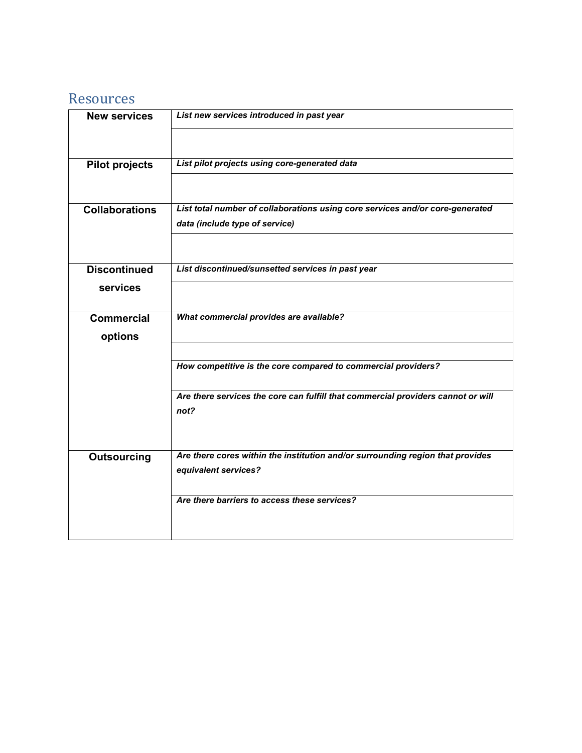## Resources

| | |
|---|---|
| **New services** | ***List new services introduced in past year*** |
| | |
| **Pilot projects** | ***List pilot projects using core-generated data*** |
| | |
| **Collaborations** | ***List total number of collaborations using core services and/or core-generated data (include type of service)*** |
| | |
| **Discontinued services** | ***List discontinued/sunsetted services in past year*** |
| | |
| **Commercial options** | ***What commercial provides are available?*** |
| | |
| | ***How competitive is the core compared to commercial providers?*** |
| | ***Are there services the core can fulfill that commercial providers cannot or will not?*** |
| **Outsourcing** | ***Are there cores within the institution and/or surrounding region that provides equivalent services?*** |
| | ***Are there barriers to access these services?*** |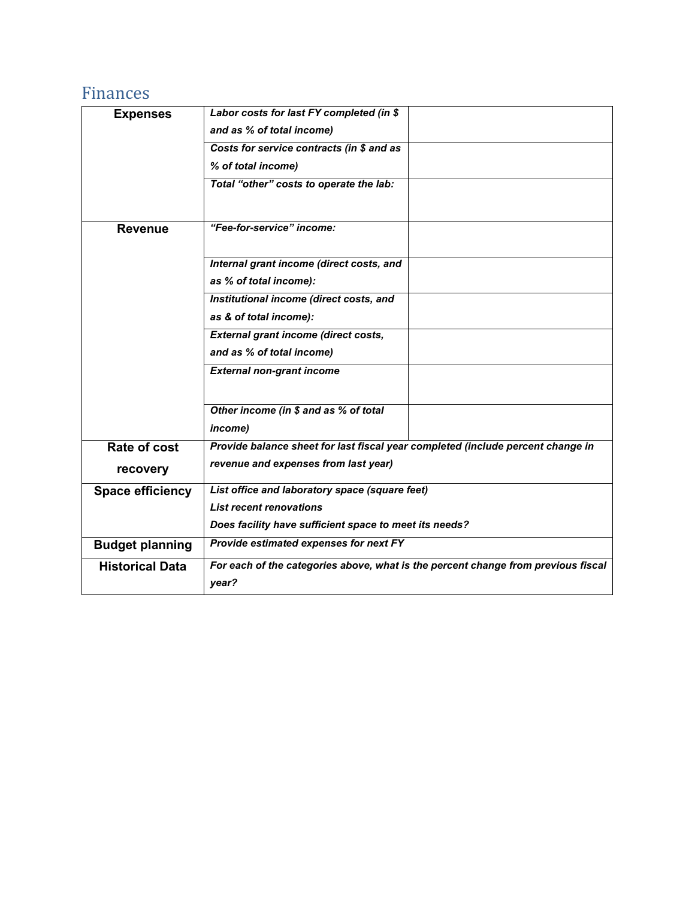## Finances

| | | |
|---|---|---|
| **Expenses** | ***Labor costs for last FY completed (in $ and as % of total income)*** | |
| | ***Costs for service contracts (in $ and as % of total income)*** | |
| | ***Total "other" costs to operate the lab:*** | |
| **Revenue** | ***"Fee-for-service" income:*** | |
| | ***Internal grant income (direct costs, and as % of total income):*** | |
| | ***Institutional income (direct costs, and as & of total income):*** | |
| | ***External grant income (direct costs, and as % of total income)*** | |
| | ***External non-grant income*** | |
| | ***Other income (in $ and as % of total income)*** | |
| **Rate of cost recovery** | ***Provide balance sheet for last fiscal year completed (include percent change in revenue and expenses from last year)*** | |
| **Space efficiency** | ***List office and laboratory space (square feet)***<br>***List recent renovations***<br>***Does facility have sufficient space to meet its needs?*** | |
| **Budget planning** | ***Provide estimated expenses for next FY*** | |
| **Historical Data** | ***For each of the categories above, what is the percent change from previous fiscal year?*** | |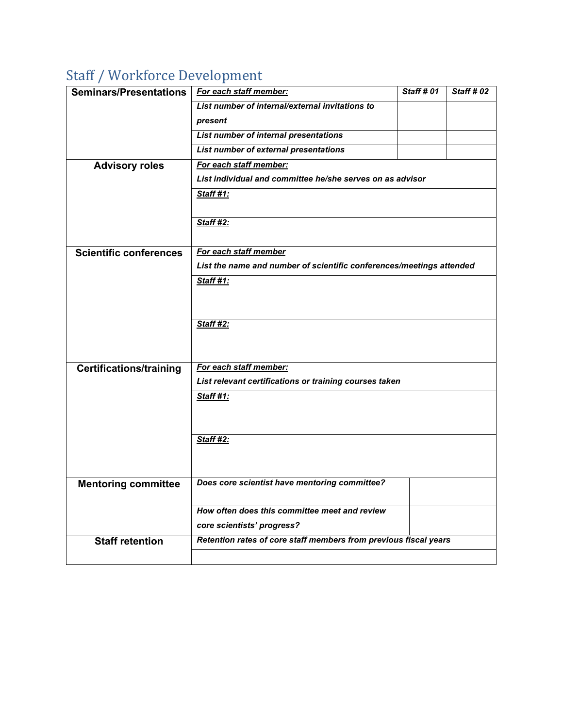## Staff / Workforce Development

| | | | |
|---|---|---|---|
| **Seminars/Presentations** | ***For each staff member:*** | ***Staff # 01*** | ***Staff # 02*** |
| | ***List number of internal/external invitations to present*** | | |
| | ***List number of internal presentations*** | | |
| | ***List number of external presentations*** | | |
| **Advisory roles** | ***For each staff member:*** ***List individual and committee he/she serves on as advisor*** | | |
| | ***Staff #1:*** | | |
| | ***Staff #2:*** | | |
| **Scientific conferences** | ***For each staff member*** ***List the name and number of scientific conferences/meetings attended*** | | |
| | ***Staff #1:*** | | |
| | ***Staff #2:*** | | |
| **Certifications/training** | ***For each staff member:*** ***List relevant certifications or training courses taken*** | | |
| | ***Staff #1:*** | | |
| | ***Staff #2:*** | | |
| **Mentoring committee** | ***Does core scientist have mentoring committee?*** | | |
| | ***How often does this committee meet and review core scientists' progress?*** | | |
| **Staff retention** | ***Retention rates of core staff members from previous fiscal years*** | | |
| | | | |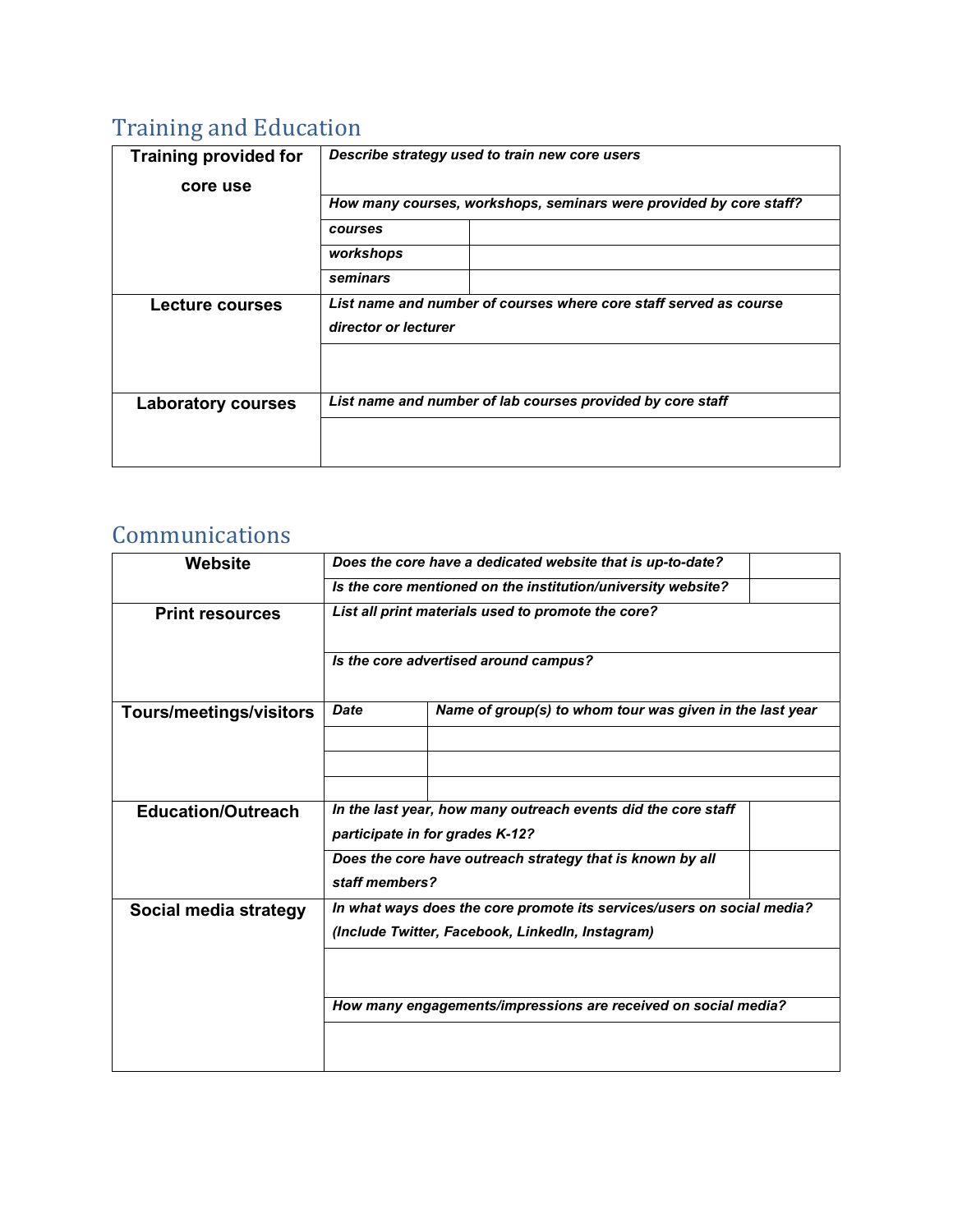## Training and Education

| | | |
|---|---|---|
| **Training provided for core use** | ***Describe strategy used to train new core users*** | |
| | ***How many courses, workshops, seminars were provided by core staff?*** | |
| | ***courses*** | |
| | ***workshops*** | |
| | ***seminars*** | |
| **Lecture courses** | ***List name and number of courses where core staff served as course director or lecturer*** | |
| | | |
| **Laboratory courses** | ***List name and number of lab courses provided by core staff*** | |
| | | |

## Communications

| | | |
|---|---|---|
| **Website** | ***Does the core have a dedicated website that is up-to-date?*** | |
| | ***Is the core mentioned on the institution/university website?*** | |
| **Print resources** | ***List all print materials used to promote the core?*** | |
| | ***Is the core advertised around campus?*** | |
| **Tours/meetings/visitors** | ***Date*** | ***Name of group(s) to whom tour was given in the last year*** |
| | | |
| | | |
| | | |
| **Education/Outreach** | ***In the last year, how many outreach events did the core staff participate in for grades K-12?*** | |
| | ***Does the core have outreach strategy that is known by all staff members?*** | |
| **Social media strategy** | ***In what ways does the core promote its services/users on social media? (Include Twitter, Facebook, LinkedIn, Instagram)*** | |
| | | |
| | ***How many engagements/impressions are received on social media?*** | |
| | | |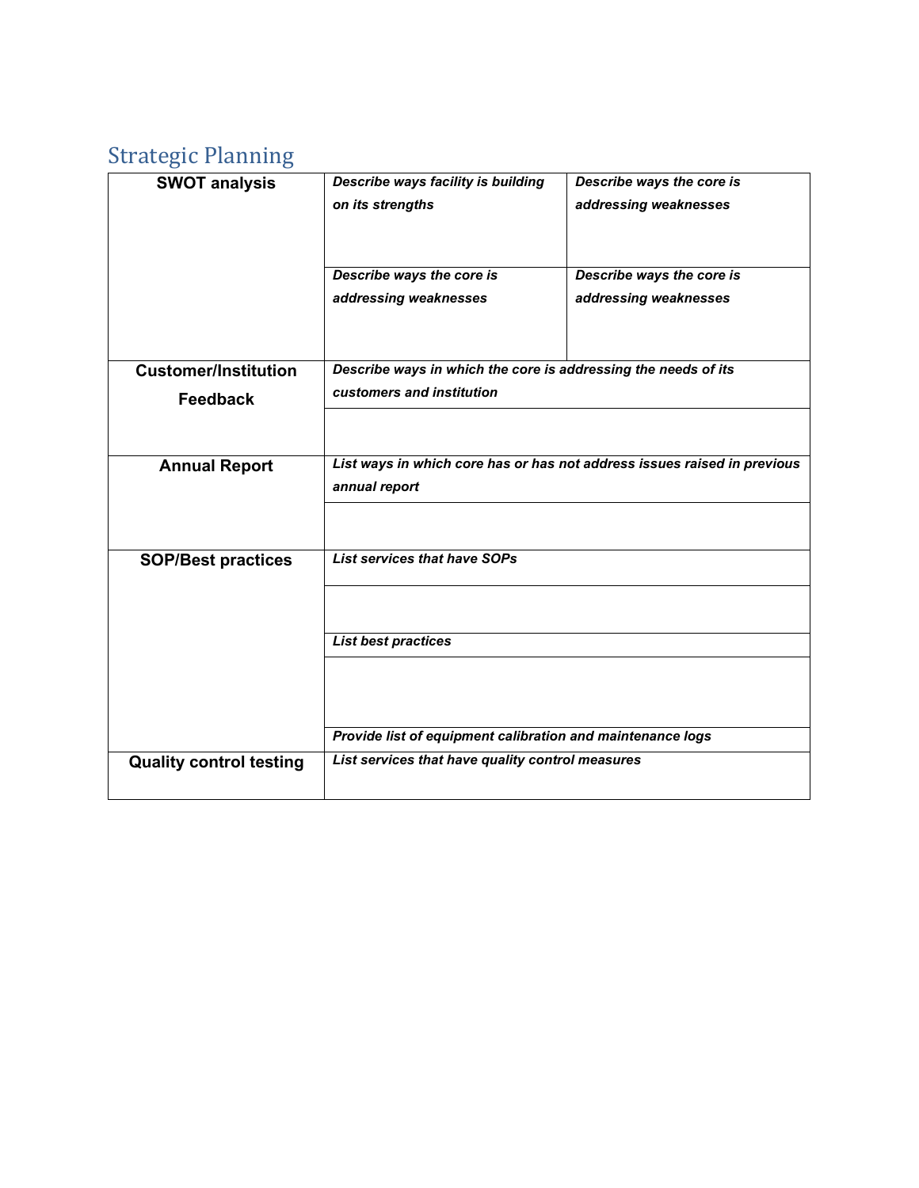## Strategic Planning

| | | |
|---|---|---|
| **SWOT analysis** | ***Describe ways facility is building on its strengths*** | ***Describe ways the core is addressing weaknesses*** |
| | ***Describe ways the core is addressing weaknesses*** | ***Describe ways the core is addressing weaknesses*** |
| **Customer/Institution Feedback** | ***Describe ways in which the core is addressing the needs of its customers and institution*** | |
| | | |
| **Annual Report** | ***List ways in which core has or has not address issues raised in previous annual report*** | |
| | | |
| **SOP/Best practices** | ***List services that have SOPs*** | |
| | | |
| | ***List best practices*** | |
| | | |
| | ***Provide list of equipment calibration and maintenance logs*** | |
| **Quality control testing** | ***List services that have quality control measures*** | |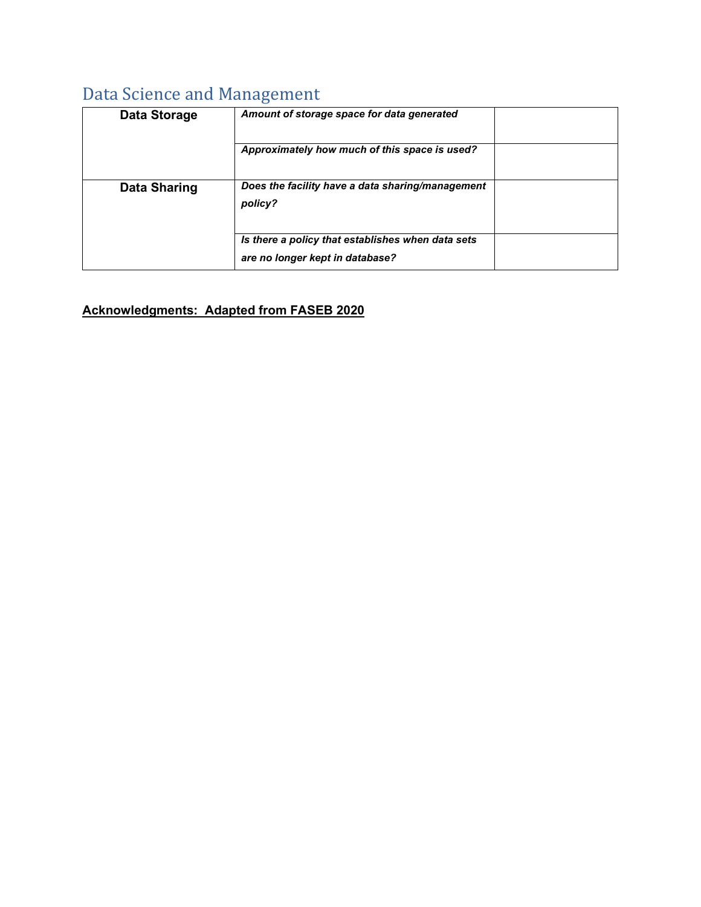## Data Science and Management

| | | |
|---|---|---|
| **Data Storage** | ***Amount of storage space for data generated*** | |
| | ***Approximately how much of this space is used?*** | |
| **Data Sharing** | ***Does the facility have a data sharing/management policy?*** | |
| | ***Is there a policy that establishes when data sets are no longer kept in database?*** | |

**Acknowledgments: Adapted from FASEB 2020**